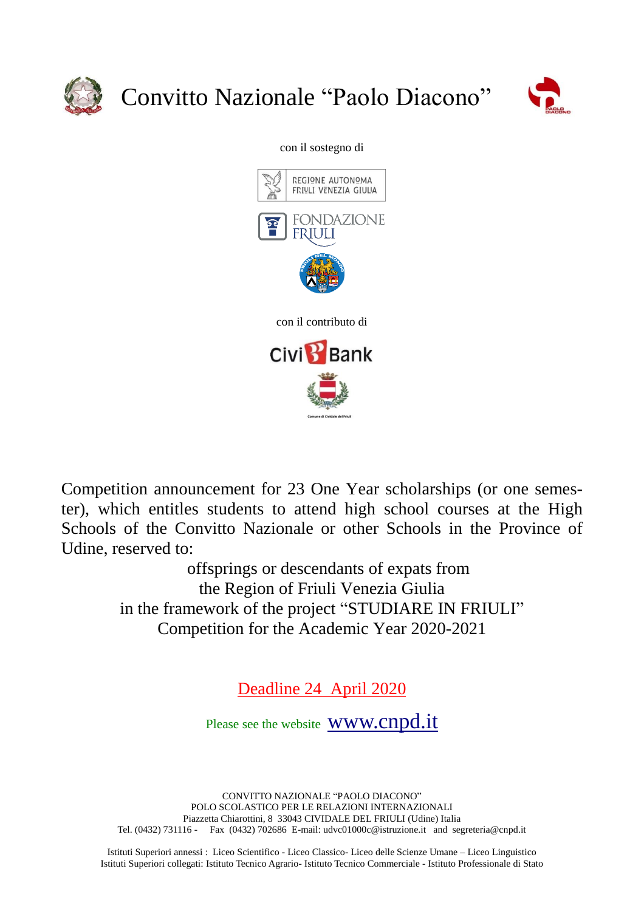# Convitto Nazionale “Paolo Diacono”

con il sostegno di

REGIONE AUTONOMA FRIULI VENEZIA GIULIA

FONDAZIONE FRIULI

con il contributo di

CiviBank

Comune di Cividale del Friuli

Competition announcement for 23 One Year scholarships (or one semester), which entitles students to attend high school courses at the High Schools of the Convitto Nazionale or other Schools in the Province of Udine, reserved to:

offsprings or descendants of expats from
the Region of Friuli Venezia Giulia
in the framework of the project “STUDIARE IN FRIULI”
Competition for the Academic Year 2020-2021

Deadline 24 April 2020

Please see the website www.cnpd.it

CONVITTO NAZIONALE “PAOLO DIACONO”
POLO SCOLASTICO PER LE RELAZIONI INTERNAZIONALI
Piazzetta Chiarottini, 8 33043 CIVIDALE DEL FRIULI (Udine) Italia
Tel. (0432) 731116 - Fax (0432) 702686 E-mail: udvc01000c@istruzione.it and segreteria@cnpd.it

Istituti Superiori annessi : Liceo Scientifico - Liceo Classico- Liceo delle Scienze Umane – Liceo Linguistico
Istituti Superiori collegati: Istituto Tecnico Agrario- Istituto Tecnico Commerciale - Istituto Professionale di Stato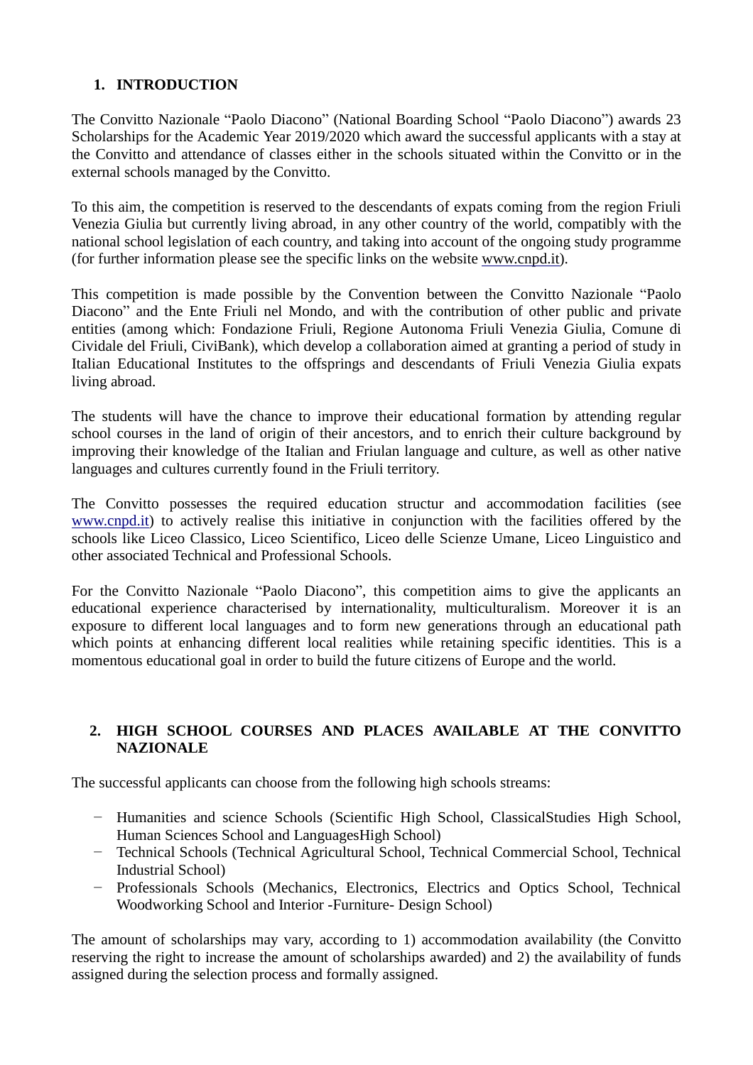## 1. INTRODUCTION

The Convitto Nazionale "Paolo Diacono" (National Boarding School "Paolo Diacono") awards 23 Scholarships for the Academic Year 2019/2020 which award the successful applicants with a stay at the Convitto and attendance of classes either in the schools situated within the Convitto or in the external schools managed by the Convitto.

To this aim, the competition is reserved to the descendants of expats coming from the region Friuli Venezia Giulia but currently living abroad, in any other country of the world, compatibly with the national school legislation of each country, and taking into account of the ongoing study programme (for further information please see the specific links on the website www.cnpd.it).

This competition is made possible by the Convention between the Convitto Nazionale "Paolo Diacono" and the Ente Friuli nel Mondo, and with the contribution of other public and private entities (among which: Fondazione Friuli, Regione Autonoma Friuli Venezia Giulia, Comune di Cividale del Friuli, CiviBank), which develop a collaboration aimed at granting a period of study in Italian Educational Institutes to the offsprings and descendants of Friuli Venezia Giulia expats living abroad.

The students will have the chance to improve their educational formation by attending regular school courses in the land of origin of their ancestors, and to enrich their culture background by improving their knowledge of the Italian and Friulan language and culture, as well as other native languages and cultures currently found in the Friuli territory.

The Convitto possesses the required education structur and accommodation facilities (see www.cnpd.it) to actively realise this initiative in conjunction with the facilities offered by the schools like Liceo Classico, Liceo Scientifico, Liceo delle Scienze Umane, Liceo Linguistico and other associated Technical and Professional Schools.

For the Convitto Nazionale "Paolo Diacono", this competition aims to give the applicants an educational experience characterised by internationality, multiculturalism. Moreover it is an exposure to different local languages and to form new generations through an educational path which points at enhancing different local realities while retaining specific identities. This is a momentous educational goal in order to build the future citizens of Europe and the world.

## 2. HIGH SCHOOL COURSES AND PLACES AVAILABLE AT THE CONVITTO NAZIONALE

The successful applicants can choose from the following high schools streams:

- Humanities and science Schools (Scientific High School, ClassicalStudies High School, Human Sciences School and LanguagesHigh School)
- Technical Schools (Technical Agricultural School, Technical Commercial School, Technical Industrial School)
- Professionals Schools (Mechanics, Electronics, Electrics and Optics School, Technical Woodworking School and Interior -Furniture- Design School)

The amount of scholarships may vary, according to 1) accommodation availability (the Convitto reserving the right to increase the amount of scholarships awarded) and 2) the availability of funds assigned during the selection process and formally assigned.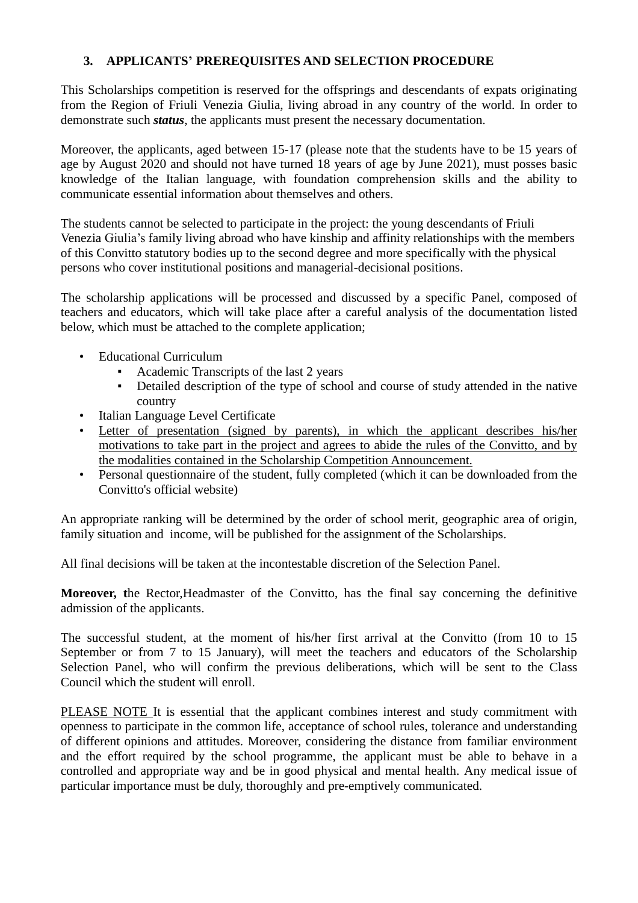## 3. APPLICANTS' PREREQUISITES AND SELECTION PROCEDURE

This Scholarships competition is reserved for the offsprings and descendants of expats originating from the Region of Friuli Venezia Giulia, living abroad in any country of the world. In order to demonstrate such ***status***, the applicants must present the necessary documentation.

Moreover, the applicants, aged between 15-17 (please note that the students have to be 15 years of age by August 2020 and should not have turned 18 years of age by June 2021), must posses basic knowledge of the Italian language, with foundation comprehension skills and the ability to communicate essential information about themselves and others.

The students cannot be selected to participate in the project: the young descendants of Friuli Venezia Giulia's family living abroad who have kinship and affinity relationships with the members of this Convitto statutory bodies up to the second degree and more specifically with the physical persons who cover institutional positions and managerial-decisional positions.

The scholarship applications will be processed and discussed by a specific Panel, composed of teachers and educators, which will take place after a careful analysis of the documentation listed below, which must be attached to the complete application;

- Educational Curriculum
  - Academic Transcripts of the last 2 years
  - Detailed description of the type of school and course of study attended in the native country
- Italian Language Level Certificate
- Letter of presentation (signed by parents), in which the applicant describes his/her motivations to take part in the project and agrees to abide the rules of the Convitto, and by the modalities contained in the Scholarship Competition Announcement.
- Personal questionnaire of the student, fully completed (which it can be downloaded from the Convitto's official website)

An appropriate ranking will be determined by the order of school merit, geographic area of origin, family situation and income, will be published for the assignment of the Scholarships.

All final decisions will be taken at the incontestable discretion of the Selection Panel.

**Moreover, t**he Rector,Headmaster of the Convitto, has the final say concerning the definitive admission of the applicants.

The successful student, at the moment of his/her first arrival at the Convitto (from 10 to 15 September or from 7 to 15 January), will meet the teachers and educators of the Scholarship Selection Panel, who will confirm the previous deliberations, which will be sent to the Class Council which the student will enroll.

PLEASE NOTE It is essential that the applicant combines interest and study commitment with openness to participate in the common life, acceptance of school rules, tolerance and understanding of different opinions and attitudes. Moreover, considering the distance from familiar environment and the effort required by the school programme, the applicant must be able to behave in a controlled and appropriate way and be in good physical and mental health. Any medical issue of particular importance must be duly, thoroughly and pre-emptively communicated.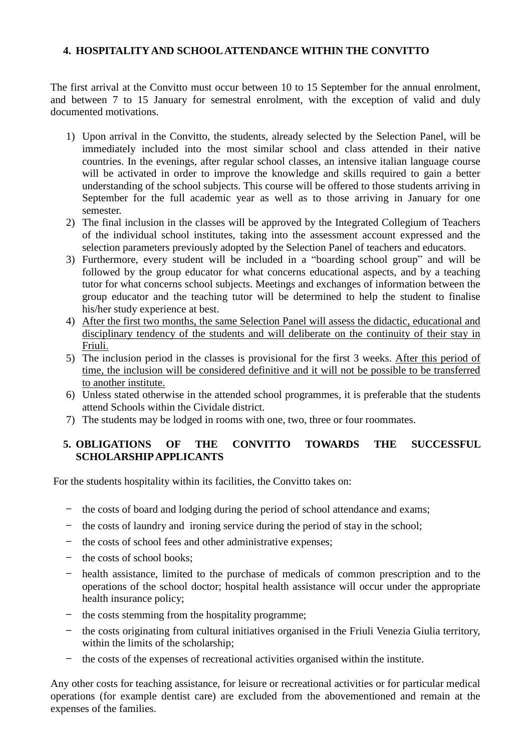## 4. HOSPITALITY AND SCHOOL ATTENDANCE WITHIN THE CONVITTO

The first arrival at the Convitto must occur between 10 to 15 September for the annual enrolment, and between 7 to 15 January for semestral enrolment, with the exception of valid and duly documented motivations.

1) Upon arrival in the Convitto, the students, already selected by the Selection Panel, will be immediately included into the most similar school and class attended in their native countries. In the evenings, after regular school classes, an intensive italian language course will be activated in order to improve the knowledge and skills required to gain a better understanding of the school subjects. This course will be offered to those students arriving in September for the full academic year as well as to those arriving in January for one semester.
2) The final inclusion in the classes will be approved by the Integrated Collegium of Teachers of the individual school institutes, taking into the assessment account expressed and the selection parameters previously adopted by the Selection Panel of teachers and educators.
3) Furthermore, every student will be included in a “boarding school group” and will be followed by the group educator for what concerns educational aspects, and by a teaching tutor for what concerns school subjects. Meetings and exchanges of information between the group educator and the teaching tutor will be determined to help the student to finalise his/her study experience at best.
4) <u>After the first two months, the same Selection Panel will assess the didactic, educational and disciplinary tendency of the students and will deliberate on the continuity of their stay in Friuli.</u>
5) The inclusion period in the classes is provisional for the first 3 weeks. <u>After this period of time, the inclusion will be considered definitive and it will not be possible to be transferred to another institute.</u>
6) Unless stated otherwise in the attended school programmes, it is preferable that the students attend Schools within the Cividale district.
7) The students may be lodged in rooms with one, two, three or four roommates.

## 5. OBLIGATIONS OF THE CONVITTO TOWARDS THE SUCCESSFUL SCHOLARSHIP APPLICANTS

For the students hospitality within its facilities, the Convitto takes on:

- the costs of board and lodging during the period of school attendance and exams;
- the costs of laundry and ironing service during the period of stay in the school;
- the costs of school fees and other administrative expenses;
- the costs of school books;
- health assistance, limited to the purchase of medicals of common prescription and to the operations of the school doctor; hospital health assistance will occur under the appropriate health insurance policy;
- the costs stemming from the hospitality programme;
- the costs originating from cultural initiatives organised in the Friuli Venezia Giulia territory, within the limits of the scholarship;
- the costs of the expenses of recreational activities organised within the institute.

Any other costs for teaching assistance, for leisure or recreational activities or for particular medical operations (for example dentist care) are excluded from the abovementioned and remain at the expenses of the families.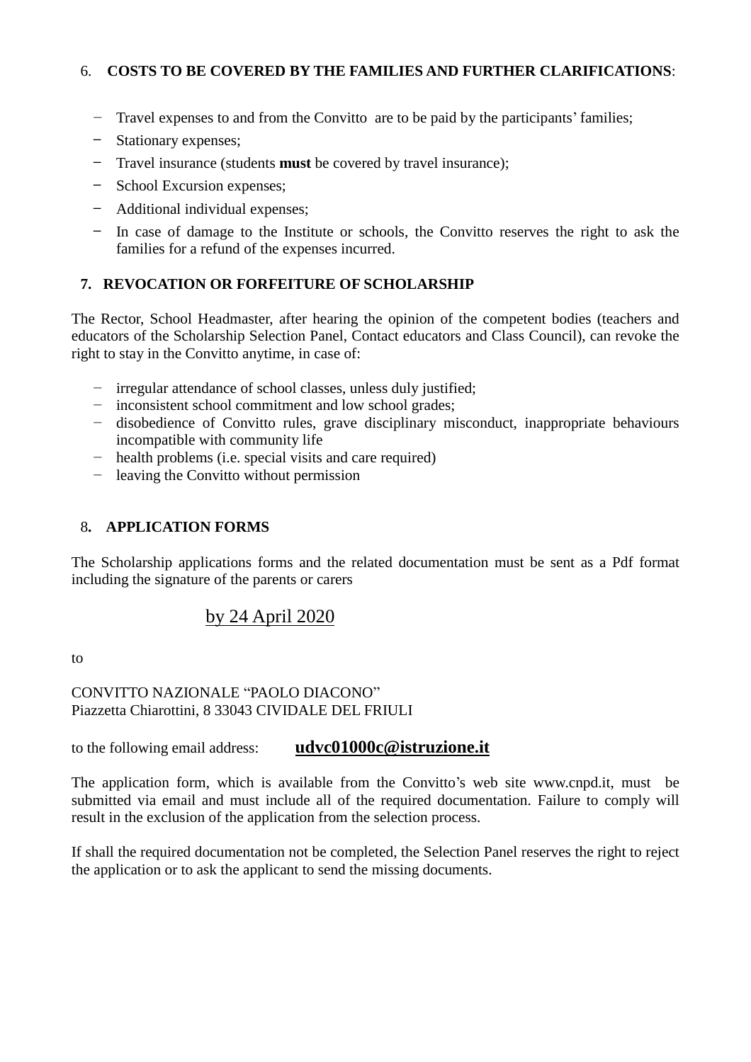## 6. COSTS TO BE COVERED BY THE FAMILIES AND FURTHER CLARIFICATIONS:

- Travel expenses to and from the Convitto are to be paid by the participants' families;
- Stationary expenses;
- Travel insurance (students **must** be covered by travel insurance);
- School Excursion expenses;
- Additional individual expenses;
- In case of damage to the Institute or schools, the Convitto reserves the right to ask the families for a refund of the expenses incurred.

## 7. REVOCATION OR FORFEITURE OF SCHOLARSHIP

The Rector, School Headmaster, after hearing the opinion of the competent bodies (teachers and educators of the Scholarship Selection Panel, Contact educators and Class Council), can revoke the right to stay in the Convitto anytime, in case of:

- irregular attendance of school classes, unless duly justified;
- inconsistent school commitment and low school grades;
- disobedience of Convitto rules, grave disciplinary misconduct, inappropriate behaviours incompatible with community life
- health problems (i.e. special visits and care required)
- leaving the Convitto without permission

## 8. APPLICATION FORMS

The Scholarship applications forms and the related documentation must be sent as a Pdf format including the signature of the parents or carers

by 24 April 2020

to

CONVITTO NAZIONALE "PAOLO DIACONO"
Piazzetta Chiarottini, 8 33043 CIVIDALE DEL FRIULI

to the following email address: **udvc01000c@istruzione.it**

The application form, which is available from the Convitto's web site www.cnpd.it, must be submitted via email and must include all of the required documentation. Failure to comply will result in the exclusion of the application from the selection process.

If shall the required documentation not be completed, the Selection Panel reserves the right to reject the application or to ask the applicant to send the missing documents.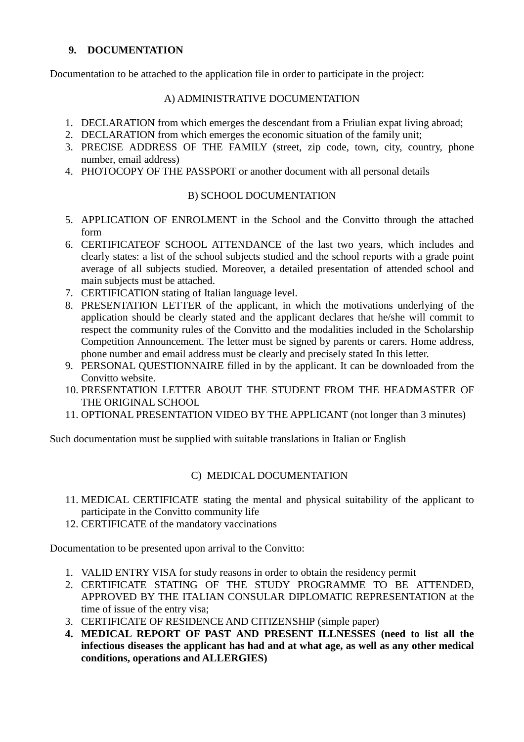## 9. DOCUMENTATION

Documentation to be attached to the application file in order to participate in the project:

A) ADMINISTRATIVE DOCUMENTATION

1. DECLARATION from which emerges the descendant from a Friulian expat living abroad;
2. DECLARATION from which emerges the economic situation of the family unit;
3. PRECISE ADDRESS OF THE FAMILY (street, zip code, town, city, country, phone number, email address)
4. PHOTOCOPY OF THE PASSPORT or another document with all personal details

B) SCHOOL DOCUMENTATION

5. APPLICATION OF ENROLMENT in the School and the Convitto through the attached form
6. CERTIFICATEOF SCHOOL ATTENDANCE of the last two years, which includes and clearly states: a list of the school subjects studied and the school reports with a grade point average of all subjects studied. Moreover, a detailed presentation of attended school and main subjects must be attached.
7. CERTIFICATION stating of Italian language level.
8. PRESENTATION LETTER of the applicant, in which the motivations underlying of the application should be clearly stated and the applicant declares that he/she will commit to respect the community rules of the Convitto and the modalities included in the Scholarship Competition Announcement. The letter must be signed by parents or carers. Home address, phone number and email address must be clearly and precisely stated In this letter.
9. PERSONAL QUESTIONNAIRE filled in by the applicant. It can be downloaded from the Convitto website.
10. PRESENTATION LETTER ABOUT THE STUDENT FROM THE HEADMASTER OF THE ORIGINAL SCHOOL
11. OPTIONAL PRESENTATION VIDEO BY THE APPLICANT (not longer than 3 minutes)

Such documentation must be supplied with suitable translations in Italian or English

C) MEDICAL DOCUMENTATION

11. MEDICAL CERTIFICATE stating the mental and physical suitability of the applicant to participate in the Convitto community life
12. CERTIFICATE of the mandatory vaccinations

Documentation to be presented upon arrival to the Convitto:

1. VALID ENTRY VISA for study reasons in order to obtain the residency permit
2. CERTIFICATE STATING OF THE STUDY PROGRAMME TO BE ATTENDED, APPROVED BY THE ITALIAN CONSULAR DIPLOMATIC REPRESENTATION at the time of issue of the entry visa;
3. CERTIFICATE OF RESIDENCE AND CITIZENSHIP (simple paper)
4. **MEDICAL REPORT OF PAST AND PRESENT ILLNESSES (need to list all the infectious diseases the applicant has had and at what age, as well as any other medical conditions, operations and ALLERGIES)**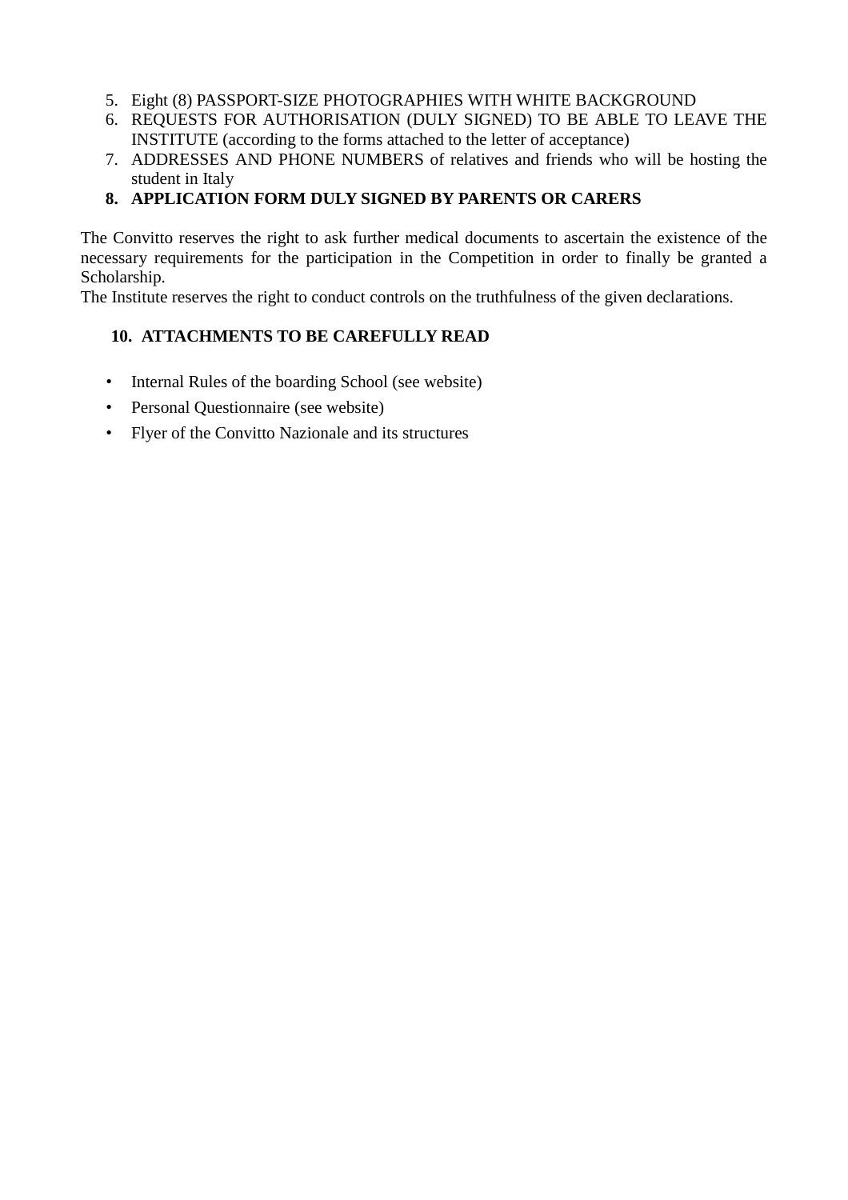5. Eight (8) PASSPORT-SIZE PHOTOGRAPHIES WITH WHITE BACKGROUND
6. REQUESTS FOR AUTHORISATION (DULY SIGNED) TO BE ABLE TO LEAVE THE INSTITUTE (according to the forms attached to the letter of acceptance)
7. ADDRESSES AND PHONE NUMBERS of relatives and friends who will be hosting the student in Italy
8. **APPLICATION FORM DULY SIGNED BY PARENTS OR CARERS**

The Convitto reserves the right to ask further medical documents to ascertain the existence of the necessary requirements for the participation in the Competition in order to finally be granted a Scholarship.
The Institute reserves the right to conduct controls on the truthfulness of the given declarations.

## 10. ATTACHMENTS TO BE CAREFULLY READ

- Internal Rules of the boarding School (see website)
- Personal Questionnaire (see website)
- Flyer of the Convitto Nazionale and its structures